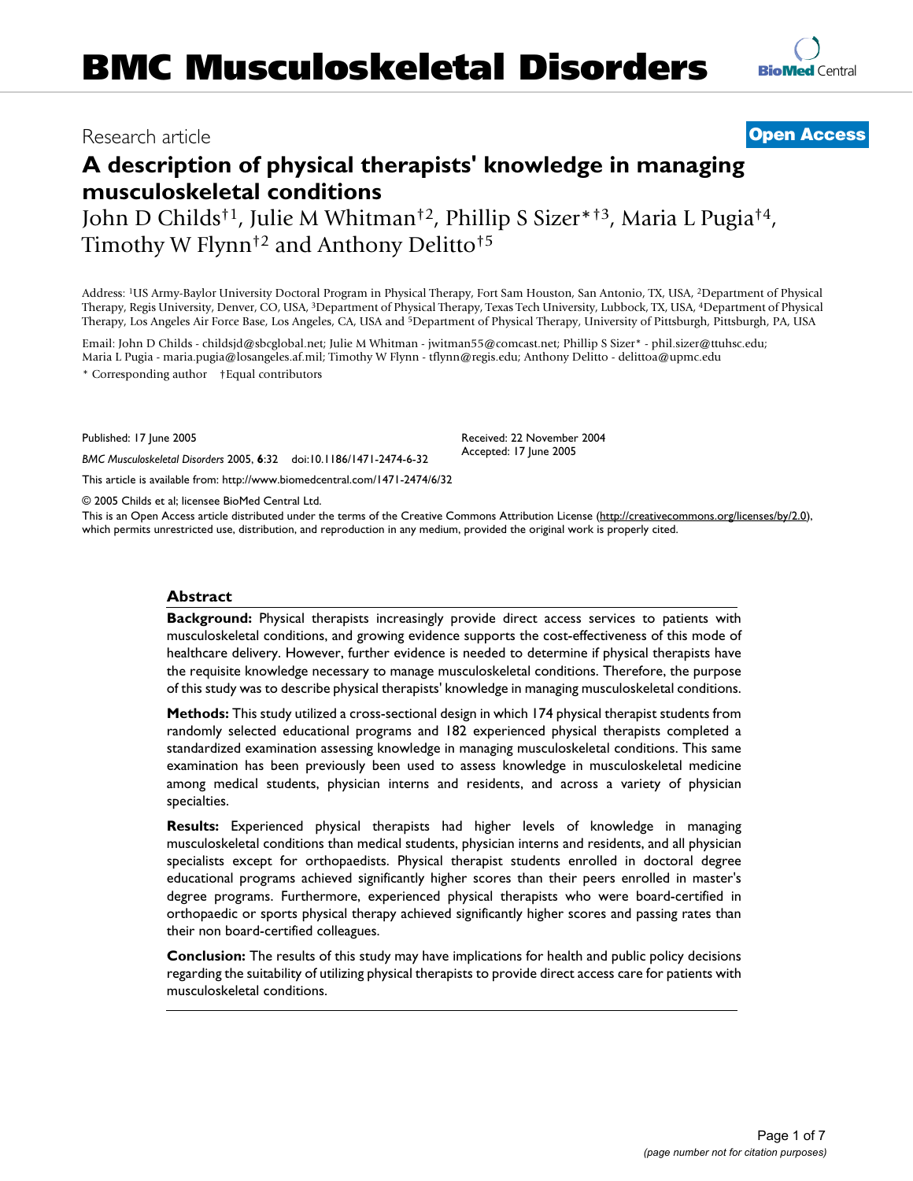# BMC Musculoskeletal Disorders

Research article **Open Access**

# A description of physical therapists' knowledge in managing musculoskeletal conditions

John D Childs[†1], Julie M Whitman[†2], Phillip S Sizer*[†3], Maria L Pugia[†4], Timothy W Flynn[†2] and Anthony Delitto[†5]

Address: [1]US Army-Baylor University Doctoral Program in Physical Therapy, Fort Sam Houston, San Antonio, TX, USA, [2]Department of Physical Therapy, Regis University, Denver, CO, USA, [3]Department of Physical Therapy, Texas Tech University, Lubbock, TX, USA, [4]Department of Physical Therapy, Los Angeles Air Force Base, Los Angeles, CA, USA and [5]Department of Physical Therapy, University of Pittsburgh, Pittsburgh, PA, USA

Email: John D Childs - childsjd@sbcglobal.net; Julie M Whitman - jwitman55@comcast.net; Phillip S Sizer* - phil.sizer@ttuhsc.edu; Maria L Pugia - maria.pugia@losangeles.af.mil; Timothy W Flynn - tflynn@regis.edu; Anthony Delitto - delittoa@upmc.edu

\* Corresponding author †Equal contributors

Published: 17 June 2005

*BMC Musculoskeletal Disorders* 2005, **6**:32 doi:10.1186/1471-2474-6-32

Received: 22 November 2004
Accepted: 17 June 2005

This article is available from: http://www.biomedcentral.com/1471-2474/6/32

© 2005 Childs et al; licensee BioMed Central Ltd.

This is an Open Access article distributed under the terms of the Creative Commons Attribution License (http://creativecommons.org/licenses/by/2.0), which permits unrestricted use, distribution, and reproduction in any medium, provided the original work is properly cited.

## Abstract

**Background:** Physical therapists increasingly provide direct access services to patients with musculoskeletal conditions, and growing evidence supports the cost-effectiveness of this mode of healthcare delivery. However, further evidence is needed to determine if physical therapists have the requisite knowledge necessary to manage musculoskeletal conditions. Therefore, the purpose of this study was to describe physical therapists' knowledge in managing musculoskeletal conditions.

**Methods:** This study utilized a cross-sectional design in which 174 physical therapist students from randomly selected educational programs and 182 experienced physical therapists completed a standardized examination assessing knowledge in managing musculoskeletal conditions. This same examination has been previously been used to assess knowledge in musculoskeletal medicine among medical students, physician interns and residents, and across a variety of physician specialties.

**Results:** Experienced physical therapists had higher levels of knowledge in managing musculoskeletal conditions than medical students, physician interns and residents, and all physician specialists except for orthopaedists. Physical therapist students enrolled in doctoral degree educational programs achieved significantly higher scores than their peers enrolled in master's degree programs. Furthermore, experienced physical therapists who were board-certified in orthopaedic or sports physical therapy achieved significantly higher scores and passing rates than their non board-certified colleagues.

**Conclusion:** The results of this study may have implications for health and public policy decisions regarding the suitability of utilizing physical therapists to provide direct access care for patients with musculoskeletal conditions.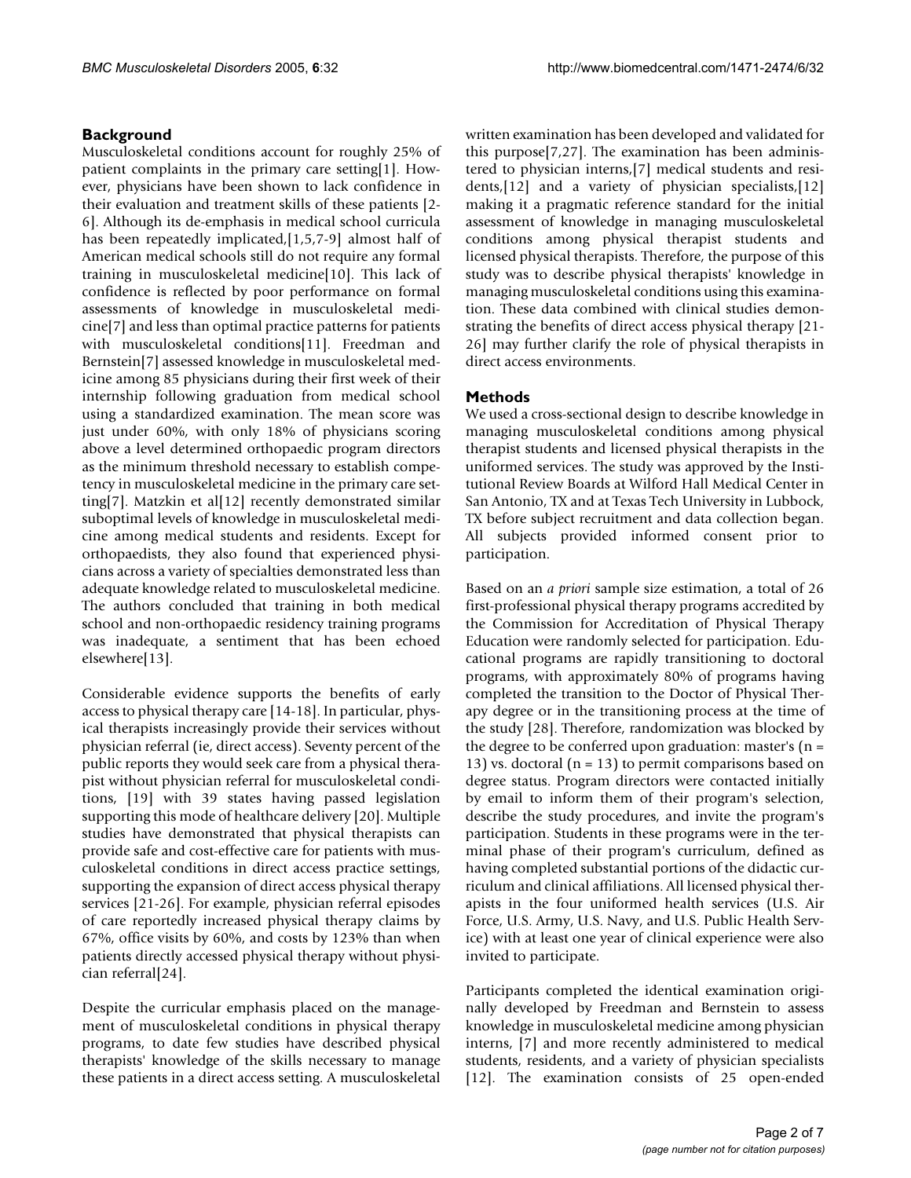## Background

Musculoskeletal conditions account for roughly 25% of patient complaints in the primary care setting[1]. However, physicians have been shown to lack confidence in their evaluation and treatment skills of these patients [2-6]. Although its de-emphasis in medical school curricula has been repeatedly implicated,[1,5,7-9] almost half of American medical schools still do not require any formal training in musculoskeletal medicine[10]. This lack of confidence is reflected by poor performance on formal assessments of knowledge in musculoskeletal medicine[7] and less than optimal practice patterns for patients with musculoskeletal conditions[11]. Freedman and Bernstein[7] assessed knowledge in musculoskeletal medicine among 85 physicians during their first week of their internship following graduation from medical school using a standardized examination. The mean score was just under 60%, with only 18% of physicians scoring above a level determined orthopaedic program directors as the minimum threshold necessary to establish competency in musculoskeletal medicine in the primary care setting[7]. Matzkin et al[12] recently demonstrated similar suboptimal levels of knowledge in musculoskeletal medicine among medical students and residents. Except for orthopaedists, they also found that experienced physicians across a variety of specialties demonstrated less than adequate knowledge related to musculoskeletal medicine. The authors concluded that training in both medical school and non-orthopaedic residency training programs was inadequate, a sentiment that has been echoed elsewhere[13].

Considerable evidence supports the benefits of early access to physical therapy care [14-18]. In particular, physical therapists increasingly provide their services without physician referral (ie, direct access). Seventy percent of the public reports they would seek care from a physical therapist without physician referral for musculoskeletal conditions, [19] with 39 states having passed legislation supporting this mode of healthcare delivery [20]. Multiple studies have demonstrated that physical therapists can provide safe and cost-effective care for patients with musculoskeletal conditions in direct access practice settings, supporting the expansion of direct access physical therapy services [21-26]. For example, physician referral episodes of care reportedly increased physical therapy claims by 67%, office visits by 60%, and costs by 123% than when patients directly accessed physical therapy without physician referral[24].

Despite the curricular emphasis placed on the management of musculoskeletal conditions in physical therapy programs, to date few studies have described physical therapists' knowledge of the skills necessary to manage these patients in a direct access setting. A musculoskeletal written examination has been developed and validated for this purpose[7,27]. The examination has been administered to physician interns,[7] medical students and residents,[12] and a variety of physician specialists,[12] making it a pragmatic reference standard for the initial assessment of knowledge in managing musculoskeletal conditions among physical therapist students and licensed physical therapists. Therefore, the purpose of this study was to describe physical therapists' knowledge in managing musculoskeletal conditions using this examination. These data combined with clinical studies demonstrating the benefits of direct access physical therapy [21-26] may further clarify the role of physical therapists in direct access environments.

## Methods

We used a cross-sectional design to describe knowledge in managing musculoskeletal conditions among physical therapist students and licensed physical therapists in the uniformed services. The study was approved by the Institutional Review Boards at Wilford Hall Medical Center in San Antonio, TX and at Texas Tech University in Lubbock, TX before subject recruitment and data collection began. All subjects provided informed consent prior to participation.

Based on an *a priori* sample size estimation, a total of 26 first-professional physical therapy programs accredited by the Commission for Accreditation of Physical Therapy Education were randomly selected for participation. Educational programs are rapidly transitioning to doctoral programs, with approximately 80% of programs having completed the transition to the Doctor of Physical Therapy degree or in the transitioning process at the time of the study [28]. Therefore, randomization was blocked by the degree to be conferred upon graduation: master's (n = 13) vs. doctoral (n = 13) to permit comparisons based on degree status. Program directors were contacted initially by email to inform them of their program's selection, describe the study procedures, and invite the program's participation. Students in these programs were in the terminal phase of their program's curriculum, defined as having completed substantial portions of the didactic curriculum and clinical affiliations. All licensed physical therapists in the four uniformed health services (U.S. Air Force, U.S. Army, U.S. Navy, and U.S. Public Health Service) with at least one year of clinical experience were also invited to participate.

Participants completed the identical examination originally developed by Freedman and Bernstein to assess knowledge in musculoskeletal medicine among physician interns, [7] and more recently administered to medical students, residents, and a variety of physician specialists [12]. The examination consists of 25 open-ended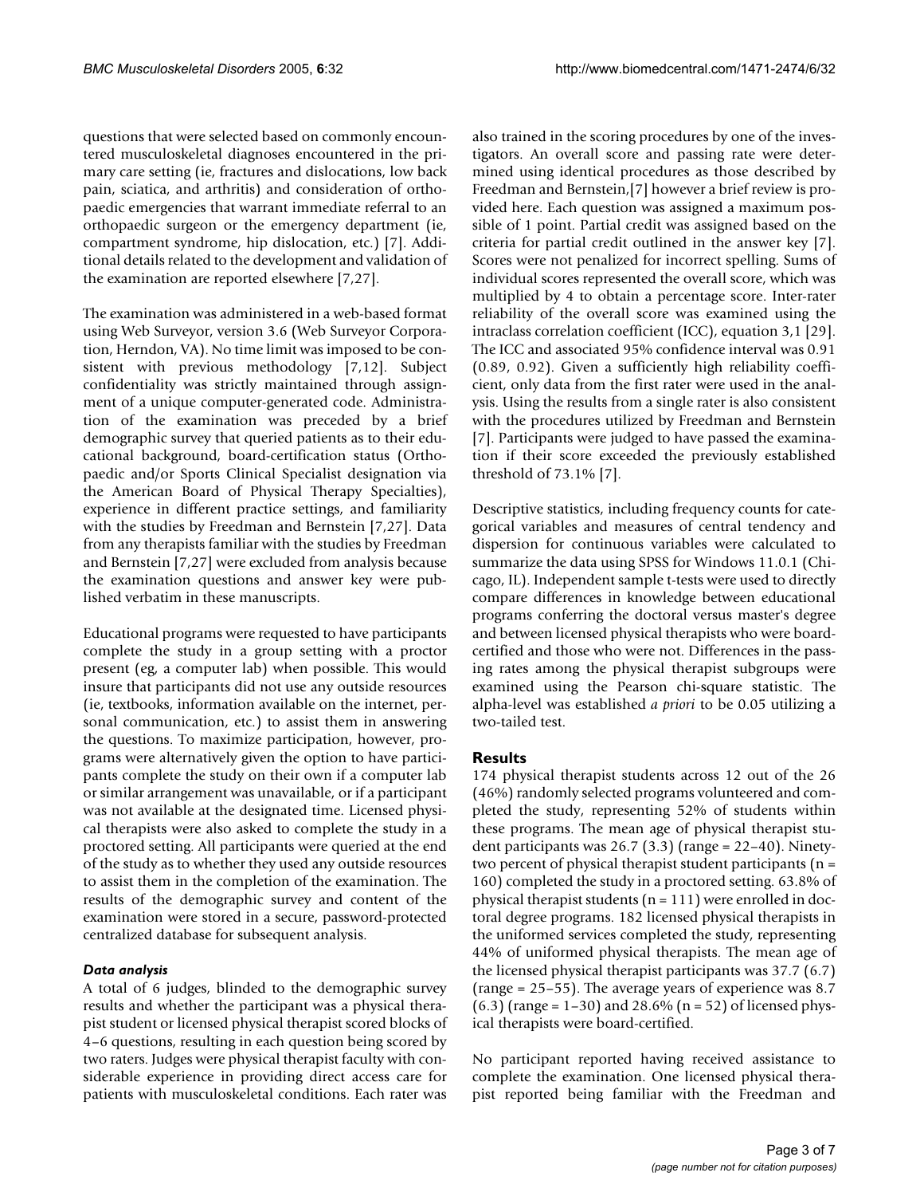questions that were selected based on commonly encountered musculoskeletal diagnoses encountered in the primary care setting (ie, fractures and dislocations, low back pain, sciatica, and arthritis) and consideration of orthopaedic emergencies that warrant immediate referral to an orthopaedic surgeon or the emergency department (ie, compartment syndrome, hip dislocation, etc.) [7]. Additional details related to the development and validation of the examination are reported elsewhere [7,27].

The examination was administered in a web-based format using Web Surveyor, version 3.6 (Web Surveyor Corporation, Herndon, VA). No time limit was imposed to be consistent with previous methodology [7,12]. Subject confidentiality was strictly maintained through assignment of a unique computer-generated code. Administration of the examination was preceded by a brief demographic survey that queried patients as to their educational background, board-certification status (Orthopaedic and/or Sports Clinical Specialist designation via the American Board of Physical Therapy Specialties), experience in different practice settings, and familiarity with the studies by Freedman and Bernstein [7,27]. Data from any therapists familiar with the studies by Freedman and Bernstein [7,27] were excluded from analysis because the examination questions and answer key were published verbatim in these manuscripts.

Educational programs were requested to have participants complete the study in a group setting with a proctor present (eg, a computer lab) when possible. This would insure that participants did not use any outside resources (ie, textbooks, information available on the internet, personal communication, etc.) to assist them in answering the questions. To maximize participation, however, programs were alternatively given the option to have participants complete the study on their own if a computer lab or similar arrangement was unavailable, or if a participant was not available at the designated time. Licensed physical therapists were also asked to complete the study in a proctored setting. All participants were queried at the end of the study as to whether they used any outside resources to assist them in the completion of the examination. The results of the demographic survey and content of the examination were stored in a secure, password-protected centralized database for subsequent analysis.

### *Data analysis*

A total of 6 judges, blinded to the demographic survey results and whether the participant was a physical therapist student or licensed physical therapist scored blocks of 4–6 questions, resulting in each question being scored by two raters. Judges were physical therapist faculty with considerable experience in providing direct access care for patients with musculoskeletal conditions. Each rater was also trained in the scoring procedures by one of the investigators. An overall score and passing rate were determined using identical procedures as those described by Freedman and Bernstein,[7] however a brief review is provided here. Each question was assigned a maximum possible of 1 point. Partial credit was assigned based on the criteria for partial credit outlined in the answer key [7]. Scores were not penalized for incorrect spelling. Sums of individual scores represented the overall score, which was multiplied by 4 to obtain a percentage score. Inter-rater reliability of the overall score was examined using the intraclass correlation coefficient (ICC), equation 3,1 [29]. The ICC and associated 95% confidence interval was 0.91 (0.89, 0.92). Given a sufficiently high reliability coefficient, only data from the first rater were used in the analysis. Using the results from a single rater is also consistent with the procedures utilized by Freedman and Bernstein [7]. Participants were judged to have passed the examination if their score exceeded the previously established threshold of 73.1% [7].

Descriptive statistics, including frequency counts for categorical variables and measures of central tendency and dispersion for continuous variables were calculated to summarize the data using SPSS for Windows 11.0.1 (Chicago, IL). Independent sample t-tests were used to directly compare differences in knowledge between educational programs conferring the doctoral versus master's degree and between licensed physical therapists who were board-certified and those who were not. Differences in the passing rates among the physical therapist subgroups were examined using the Pearson chi-square statistic. The alpha-level was established *a priori* to be 0.05 utilizing a two-tailed test.

## Results

174 physical therapist students across 12 out of the 26 (46%) randomly selected programs volunteered and completed the study, representing 52% of students within these programs. The mean age of physical therapist student participants was 26.7 (3.3) (range = 22–40). Ninety-two percent of physical therapist student participants (n = 160) completed the study in a proctored setting. 63.8% of physical therapist students (n = 111) were enrolled in doctoral degree programs. 182 licensed physical therapists in the uniformed services completed the study, representing 44% of uniformed physical therapists. The mean age of the licensed physical therapist participants was 37.7 (6.7) (range = 25–55). The average years of experience was 8.7 (6.3) (range = 1–30) and 28.6% (n = 52) of licensed physical therapists were board-certified.

No participant reported having received assistance to complete the examination. One licensed physical therapist reported being familiar with the Freedman and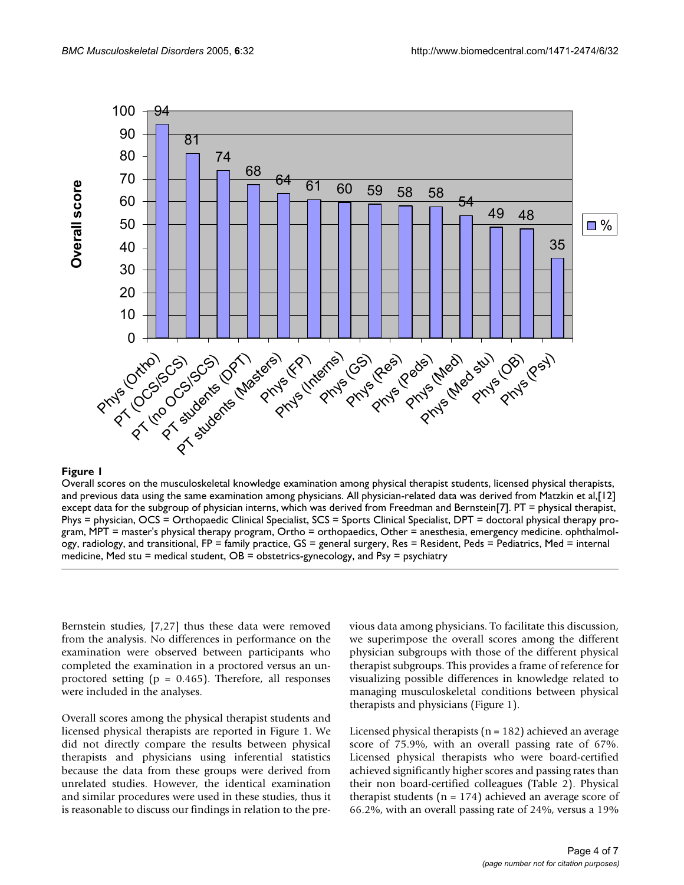**Figure 1**

Overall scores on the musculoskeletal knowledge examination among physical therapist students, licensed physical therapists, and previous data using the same examination among physicians. All physician-related data was derived from Matzkin et al,[12] except data for the subgroup of physician interns, which was derived from Freedman and Bernstein[7]. PT = physical therapist, Phys = physician, OCS = Orthopaedic Clinical Specialist, SCS = Sports Clinical Specialist, DPT = doctoral physical therapy program, MPT = master's physical therapy program, Ortho = orthopaedics, Other = anesthesia, emergency medicine. ophthalmology, radiology, and transitional, FP = family practice, GS = general surgery, Res = Resident, Peds = Pediatrics, Med = internal medicine, Med stu = medical student, OB = obstetrics-gynecology, and Psy = psychiatry

Bernstein studies, [7,27] thus these data were removed from the analysis. No differences in performance on the examination were observed between participants who completed the examination in a proctored versus an unproctored setting ($p = 0.465$). Therefore, all responses were included in the analyses.

Overall scores among the physical therapist students and licensed physical therapists are reported in Figure 1. We did not directly compare the results between physical therapists and physicians using inferential statistics because the data from these groups were derived from unrelated studies. However, the identical examination and similar procedures were used in these studies, thus it is reasonable to discuss our findings in relation to the previous data among physicians. To facilitate this discussion, we superimpose the overall scores among the different physician subgroups with those of the different physical therapist subgroups. This provides a frame of reference for visualizing possible differences in knowledge related to managing musculoskeletal conditions between physical therapists and physicians (Figure 1).

Licensed physical therapists ($n = 182$) achieved an average score of 75.9%, with an overall passing rate of 67%. Licensed physical therapists who were board-certified achieved significantly higher scores and passing rates than their non board-certified colleagues (Table 2). Physical therapist students ($n = 174$) achieved an average score of 66.2%, with an overall passing rate of 24%, versus a 19%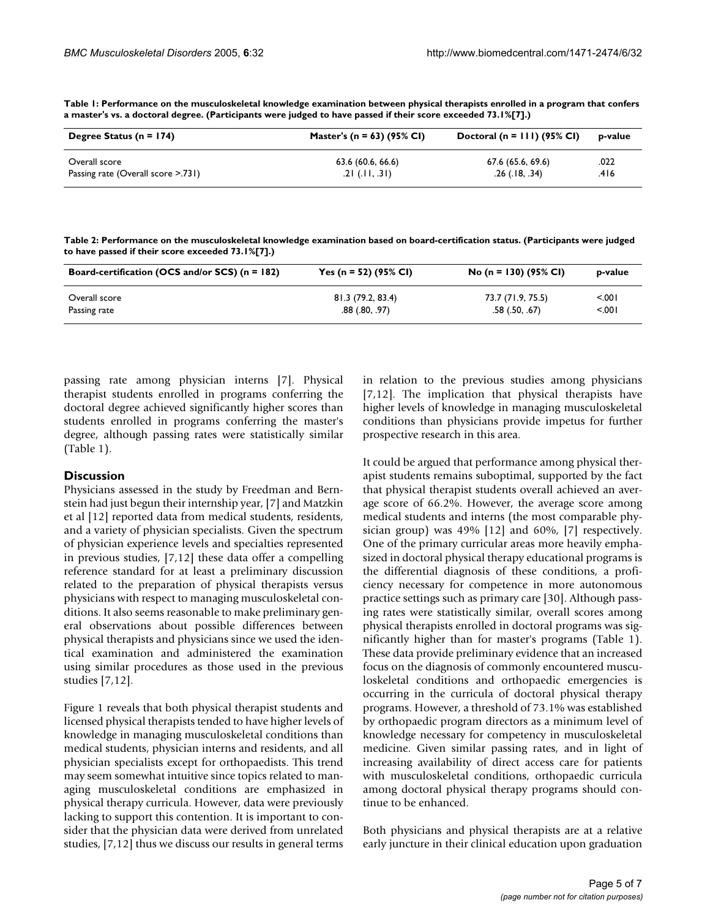**Table 1: Performance on the musculoskeletal knowledge examination between physical therapists enrolled in a program that confers a master's vs. a doctoral degree. (Participants were judged to have passed if their score exceeded 73.1%[7].)**

| Degree Status (n = 174) | Master's (n = 63) (95% CI) | Doctoral (n = 111) (95% CI) | p-value |
| --- | --- | --- | --- |
| Overall score | 63.6 (60.6, 66.6) | 67.6 (65.6, 69.6) | .022 |
| Passing rate (Overall score >.731) | .21 (.11, .31) | .26 (.18, .34) | .416 |

**Table 2: Performance on the musculoskeletal knowledge examination based on board-certification status. (Participants were judged to have passed if their score exceeded 73.1%[7].)**

| Board-certification (OCS and/or SCS) (n = 182) | Yes (n = 52) (95% CI) | No (n = 130) (95% CI) | p-value |
| --- | --- | --- | --- |
| Overall score | 81.3 (79.2, 83.4) | 73.7 (71.9, 75.5) | <.001 |
| Passing rate | .88 (.80, .97) | .58 (.50, .67) | <.001 |

passing rate among physician interns [7]. Physical therapist students enrolled in programs conferring the doctoral degree achieved significantly higher scores than students enrolled in programs conferring the master's degree, although passing rates were statistically similar (Table 1).

## Discussion

Physicians assessed in the study by Freedman and Bernstein had just begun their internship year, [7] and Matzkin et al [12] reported data from medical students, residents, and a variety of physician specialists. Given the spectrum of physician experience levels and specialties represented in previous studies, [7,12] these data offer a compelling reference standard for at least a preliminary discussion related to the preparation of physical therapists versus physicians with respect to managing musculoskeletal conditions. It also seems reasonable to make preliminary general observations about possible differences between physical therapists and physicians since we used the identical examination and administered the examination using similar procedures as those used in the previous studies [7,12].

Figure 1 reveals that both physical therapist students and licensed physical therapists tended to have higher levels of knowledge in managing musculoskeletal conditions than medical students, physician interns and residents, and all physician specialists except for orthopaedists. This trend may seem somewhat intuitive since topics related to managing musculoskeletal conditions are emphasized in physical therapy curricula. However, data were previously lacking to support this contention. It is important to consider that the physician data were derived from unrelated studies, [7,12] thus we discuss our results in general terms in relation to the previous studies among physicians [7,12]. The implication that physical therapists have higher levels of knowledge in managing musculoskeletal conditions than physicians provide impetus for further prospective research in this area.

It could be argued that performance among physical therapist students remains suboptimal, supported by the fact that physical therapist students overall achieved an average score of 66.2%. However, the average score among medical students and interns (the most comparable physician group) was 49% [12] and 60%, [7] respectively. One of the primary curricular areas more heavily emphasized in doctoral physical therapy educational programs is the differential diagnosis of these conditions, a proficiency necessary for competence in more autonomous practice settings such as primary care [30]. Although passing rates were statistically similar, overall scores among physical therapists enrolled in doctoral programs was significantly higher than for master's programs (Table 1). These data provide preliminary evidence that an increased focus on the diagnosis of commonly encountered musculoskeletal conditions and orthopaedic emergencies is occurring in the curricula of doctoral physical therapy programs. However, a threshold of 73.1% was established by orthopaedic program directors as a minimum level of knowledge necessary for competency in musculoskeletal medicine. Given similar passing rates, and in light of increasing availability of direct access care for patients with musculoskeletal conditions, orthopaedic curricula among doctoral physical therapy programs should continue to be enhanced.

Both physicians and physical therapists are at a relative early juncture in their clinical education upon graduation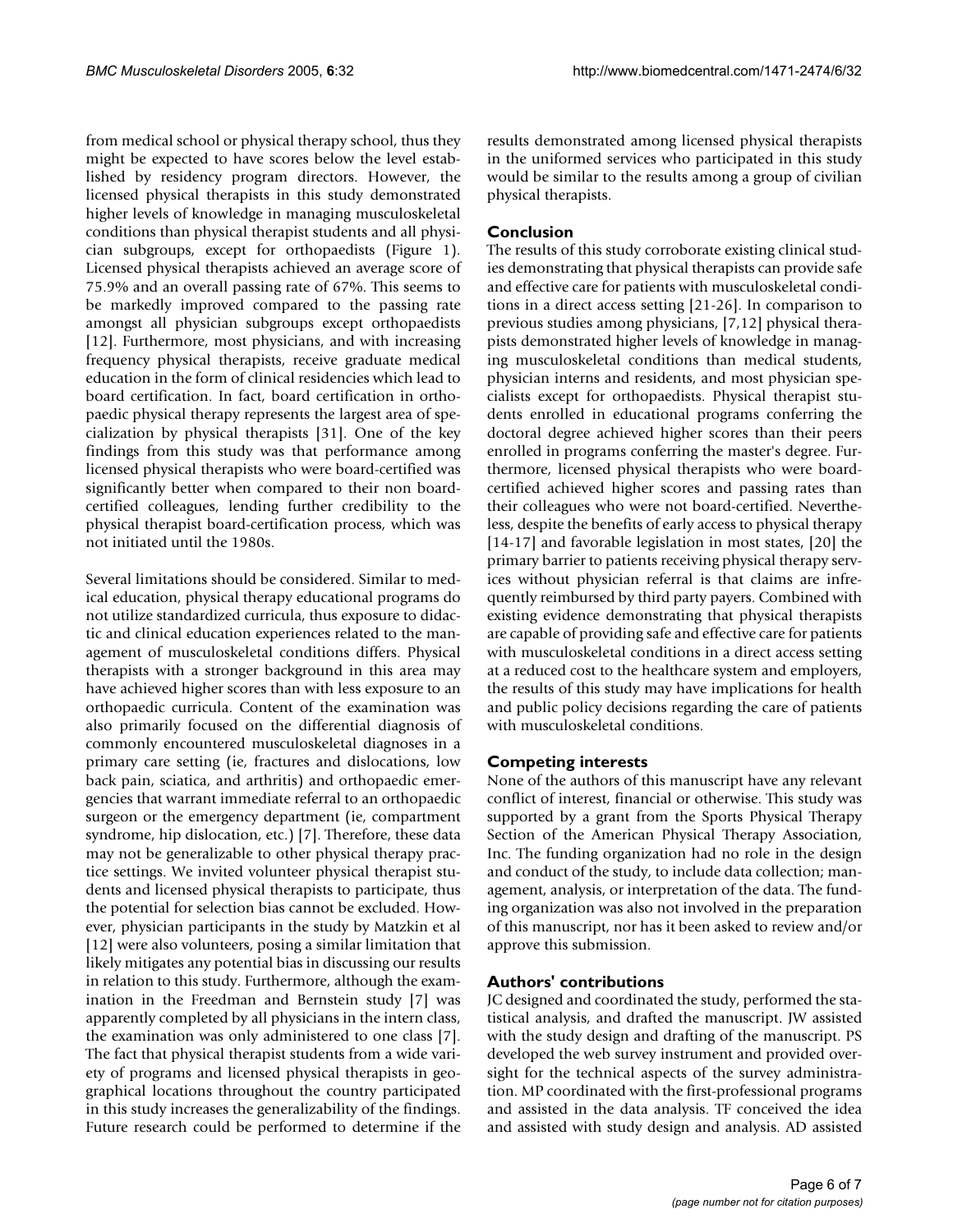from medical school or physical therapy school, thus they might be expected to have scores below the level established by residency program directors. However, the licensed physical therapists in this study demonstrated higher levels of knowledge in managing musculoskeletal conditions than physical therapist students and all physician subgroups, except for orthopaedists (Figure 1). Licensed physical therapists achieved an average score of 75.9% and an overall passing rate of 67%. This seems to be markedly improved compared to the passing rate amongst all physician subgroups except orthopaedists [12]. Furthermore, most physicians, and with increasing frequency physical therapists, receive graduate medical education in the form of clinical residencies which lead to board certification. In fact, board certification in orthopaedic physical therapy represents the largest area of specialization by physical therapists [31]. One of the key findings from this study was that performance among licensed physical therapists who were board-certified was significantly better when compared to their non board-certified colleagues, lending further credibility to the physical therapist board-certification process, which was not initiated until the 1980s.

Several limitations should be considered. Similar to medical education, physical therapy educational programs do not utilize standardized curricula, thus exposure to didactic and clinical education experiences related to the management of musculoskeletal conditions differs. Physical therapists with a stronger background in this area may have achieved higher scores than with less exposure to an orthopaedic curricula. Content of the examination was also primarily focused on the differential diagnosis of commonly encountered musculoskeletal diagnoses in a primary care setting (ie, fractures and dislocations, low back pain, sciatica, and arthritis) and orthopaedic emergencies that warrant immediate referral to an orthopaedic surgeon or the emergency department (ie, compartment syndrome, hip dislocation, etc.) [7]. Therefore, these data may not be generalizable to other physical therapy practice settings. We invited volunteer physical therapist students and licensed physical therapists to participate, thus the potential for selection bias cannot be excluded. However, physician participants in the study by Matzkin et al [12] were also volunteers, posing a similar limitation that likely mitigates any potential bias in discussing our results in relation to this study. Furthermore, although the examination in the Freedman and Bernstein study [7] was apparently completed by all physicians in the intern class, the examination was only administered to one class [7]. The fact that physical therapist students from a wide variety of programs and licensed physical therapists in geographical locations throughout the country participated in this study increases the generalizability of the findings. Future research could be performed to determine if the results demonstrated among licensed physical therapists in the uniformed services who participated in this study would be similar to the results among a group of civilian physical therapists.

## Conclusion

The results of this study corroborate existing clinical studies demonstrating that physical therapists can provide safe and effective care for patients with musculoskeletal conditions in a direct access setting [21-26]. In comparison to previous studies among physicians, [7,12] physical therapists demonstrated higher levels of knowledge in managing musculoskeletal conditions than medical students, physician interns and residents, and most physician specialists except for orthopaedists. Physical therapist students enrolled in educational programs conferring the doctoral degree achieved higher scores than their peers enrolled in programs conferring the master's degree. Furthermore, licensed physical therapists who were board-certified achieved higher scores and passing rates than their colleagues who were not board-certified. Nevertheless, despite the benefits of early access to physical therapy [14-17] and favorable legislation in most states, [20] the primary barrier to patients receiving physical therapy services without physician referral is that claims are infrequently reimbursed by third party payers. Combined with existing evidence demonstrating that physical therapists are capable of providing safe and effective care for patients with musculoskeletal conditions in a direct access setting at a reduced cost to the healthcare system and employers, the results of this study may have implications for health and public policy decisions regarding the care of patients with musculoskeletal conditions.

## Competing interests

None of the authors of this manuscript have any relevant conflict of interest, financial or otherwise. This study was supported by a grant from the Sports Physical Therapy Section of the American Physical Therapy Association, Inc. The funding organization had no role in the design and conduct of the study, to include data collection; management, analysis, or interpretation of the data. The funding organization was also not involved in the preparation of this manuscript, nor has it been asked to review and/or approve this submission.

## Authors' contributions

JC designed and coordinated the study, performed the statistical analysis, and drafted the manuscript. JW assisted with the study design and drafting of the manuscript. PS developed the web survey instrument and provided oversight for the technical aspects of the survey administration. MP coordinated with the first-professional programs and assisted in the data analysis. TF conceived the idea and assisted with study design and analysis. AD assisted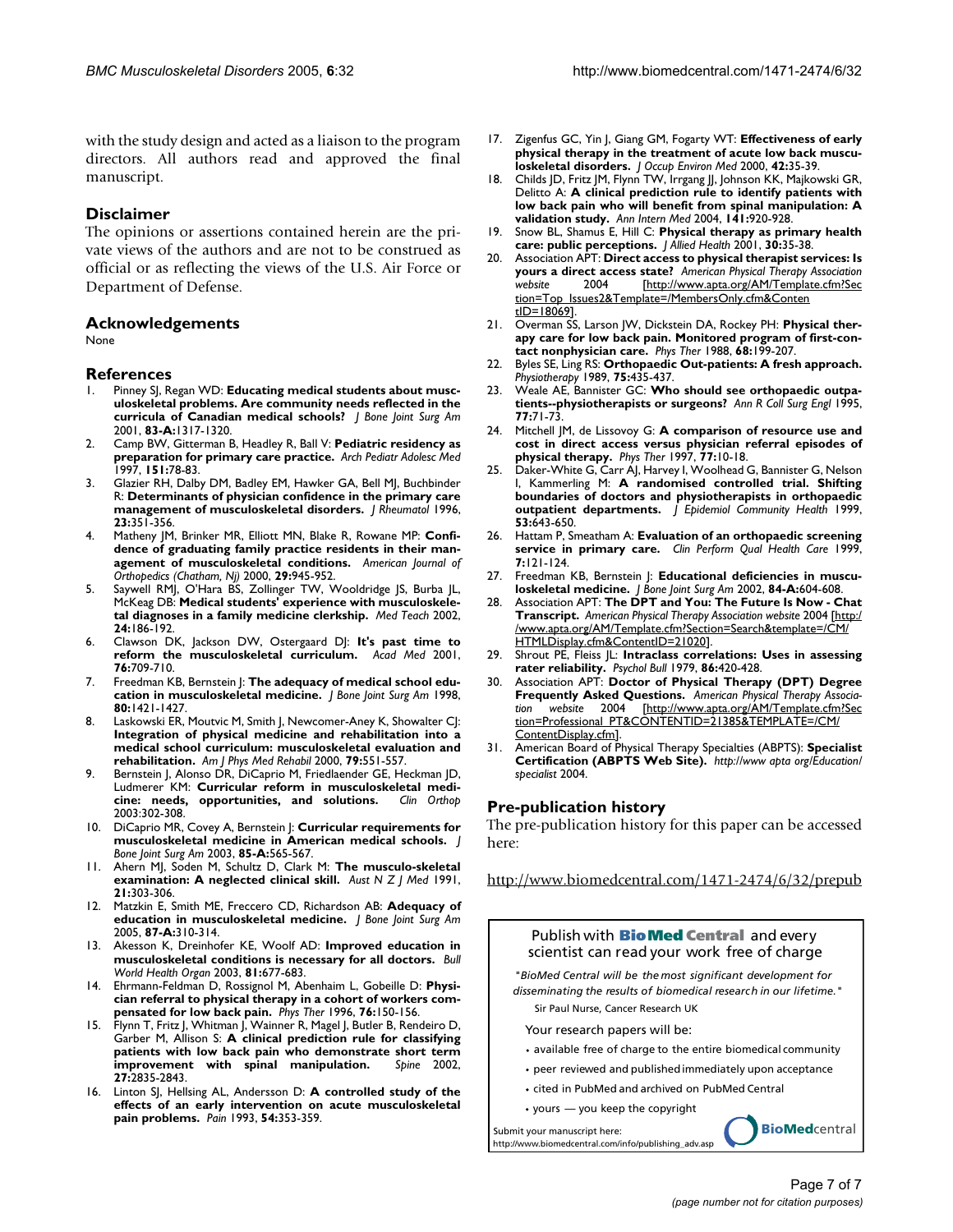with the study design and acted as a liaison to the program directors. All authors read and approved the final manuscript.

## Disclaimer

The opinions or assertions contained herein are the private views of the authors and are not to be construed as official or as reflecting the views of the U.S. Air Force or Department of Defense.

## Acknowledgements

None

## References

1. Pinney SJ, Regan WD: **Educating medical students about musculoskeletal problems. Are community needs reflected in the curricula of Canadian medical schools?** *J Bone Joint Surg Am* 2001, **83-A:**1317-1320.
2. Camp BW, Gitterman B, Headley R, Ball V: **Pediatric residency as preparation for primary care practice.** *Arch Pediatr Adolesc Med* 1997, **151:**78-83.
3. Glazier RH, Dalby DM, Badley EM, Hawker GA, Bell MJ, Buchbinder R: **Determinants of physician confidence in the primary care management of musculoskeletal disorders.** *J Rheumatol* 1996, **23:**351-356.
4. Matheny JM, Brinker MR, Elliott MN, Blake R, Rowane MP: **Confidence of graduating family practice residents in their management of musculoskeletal conditions.** *American Journal of Orthopedics (Chatham, Nj)* 2000, **29:**945-952.
5. Saywell RMJ, O'Hara BS, Zollinger TW, Wooldridge JS, Burba JL, McKeag DB: **Medical students' experience with musculoskeletal diagnoses in a family medicine clerkship.** *Med Teach* 2002, **24:**186-192.
6. Clawson DK, Jackson DW, Ostergaard DJ: **It's past time to reform the musculoskeletal curriculum.** *Acad Med* 2001, **76:**709-710.
7. Freedman KB, Bernstein J: **The adequacy of medical school education in musculoskeletal medicine.** *J Bone Joint Surg Am* 1998, **80:**1421-1427.
8. Laskowski ER, Moutvic M, Smith J, Newcomer-Aney K, Showalter CJ: **Integration of physical medicine and rehabilitation into a medical school curriculum: musculoskeletal evaluation and rehabilitation.** *Am J Phys Med Rehabil* 2000, **79:**551-557.
9. Bernstein J, Alonso DR, DiCaprio M, Friedlaender GE, Heckman JD, Ludmerer KM: **Curricular reform in musculoskeletal medicine: needs, opportunities, and solutions.** *Clin Orthop* 2003:302-308.
10. DiCaprio MR, Covey A, Bernstein J: **Curricular requirements for musculoskeletal medicine in American medical schools.** *J Bone Joint Surg Am* 2003, **85-A:**565-567.
11. Ahern MJ, Soden M, Schultz D, Clark M: **The musculo-skeletal examination: A neglected clinical skill.** *Aust N Z J Med* 1991, **21:**303-306.
12. Matzkin E, Smith ME, Freccero CD, Richardson AB: **Adequacy of education in musculoskeletal medicine.** *J Bone Joint Surg Am* 2005, **87-A:**310-314.
13. Akesson K, Dreinhofer KE, Woolf AD: **Improved education in musculoskeletal conditions is necessary for all doctors.** *Bull World Health Organ* 2003, **81:**677-683.
14. Ehrmann-Feldman D, Rossignol M, Abenhaim L, Gobeille D: **Physician referral to physical therapy in a cohort of workers compensated for low back pain.** *Phys Ther* 1996, **76:**150-156.
15. Flynn T, Fritz J, Whitman J, Wainner R, Magel J, Butler B, Rendeiro D, Garber M, Allison S: **A clinical prediction rule for classifying patients with low back pain who demonstrate short term improvement with spinal manipulation.** *Spine* 2002, **27:**2835-2843.
16. Linton SJ, Hellsing AL, Andersson D: **A controlled study of the effects of an early intervention on acute musculoskeletal pain problems.** *Pain* 1993, **54:**353-359.
17. Zigenfus GC, Yin J, Giang GM, Fogarty WT: **Effectiveness of early physical therapy in the treatment of acute low back musculoskeletal disorders.** *J Occup Environ Med* 2000, **42:**35-39.
18. Childs JD, Fritz JM, Flynn TW, Irrgang JJ, Johnson KK, Majkowski GR, Delitto A: **A clinical prediction rule to identify patients with low back pain who will benefit from spinal manipulation: A validation study.** *Ann Intern Med* 2004, **141:**920-928.
19. Snow BL, Shamus E, Hill C: **Physical therapy as primary health care: public perceptions.** *J Allied Health* 2001, **30:**35-38.
20. Association APT: **Direct access to physical therapist services: Is yours a direct access state?** *American Physical Therapy Association website* 2004 [http://www.apta.org/AM/Template.cfm?Section=Top_Issues2&Template=/MembersOnly.cfm&ContentID=18069].
21. Overman SS, Larson JW, Dickstein DA, Rockey PH: **Physical therapy care for low back pain. Monitored program of first-contact nonphysician care.** *Phys Ther* 1988, **68:**199-207.
22. Byles SE, Ling RS: **Orthopaedic Out-patients: A fresh approach.** *Physiotherapy* 1989, **75:**435-437.
23. Weale AE, Bannister GC: **Who should see orthopaedic outpatients--physiotherapists or surgeons?** *Ann R Coll Surg Engl* 1995, **77:**71-73.
24. Mitchell JM, de Lissovoy G: **A comparison of resource use and cost in direct access versus physician referral episodes of physical therapy.** *Phys Ther* 1997, **77:**10-18.
25. Daker-White G, Carr AJ, Harvey I, Woolhead G, Bannister G, Nelson I, Kammerling M: **A randomised controlled trial. Shifting boundaries of doctors and physiotherapists in orthopaedic outpatient departments.** *J Epidemiol Community Health* 1999, **53:**643-650.
26. Hattam P, Smeatham A: **Evaluation of an orthopaedic screening service in primary care.** *Clin Perform Qual Health Care* 1999, **7:**121-124.
27. Freedman KB, Bernstein J: **Educational deficiencies in musculoskeletal medicine.** *J Bone Joint Surg Am* 2002, **84-A:**604-608.
28. Association APT: **The DPT and You: The Future Is Now - Chat Transcript.** *American Physical Therapy Association website* 2004 [http://www.apta.org/AM/Template.cfm?Section=Search&template=/CM/HTMLDisplay.cfm&ContentID=21020].
29. Shrout PE, Fleiss JL: **Intraclass correlations: Uses in assessing rater reliability.** *Psychol Bull* 1979, **86:**420-428.
30. Association APT: **Doctor of Physical Therapy (DPT) Degree Frequently Asked Questions.** *American Physical Therapy Association website* 2004 [http://www.apta.org/AM/Template.cfm?Section=Professional_PT&CONTENTID=21385&TEMPLATE=/CM/ContentDisplay.cfm].
31. American Board of Physical Therapy Specialties (ABPTS): **Specialist Certification (ABPTS Web Site).** *http://www apta org/Education/specialist* 2004.

## Pre-publication history

The pre-publication history for this paper can be accessed here:

http://www.biomedcentral.com/1471-2474/6/32/prepub

Publish with **BioMed Central** and every scientist can read your work free of charge

*"BioMed Central will be the most significant development for disseminating the results of biomedical research in our lifetime."*

Sir Paul Nurse, Cancer Research UK

Your research papers will be:

- available free of charge to the entire biomedical community
- peer reviewed and published immediately upon acceptance
- cited in PubMed and archived on PubMed Central
- yours — you keep the copyright

Submit your manuscript here:
http://www.biomedcentral.com/info/publishing_adv.asp

BioMedcentral